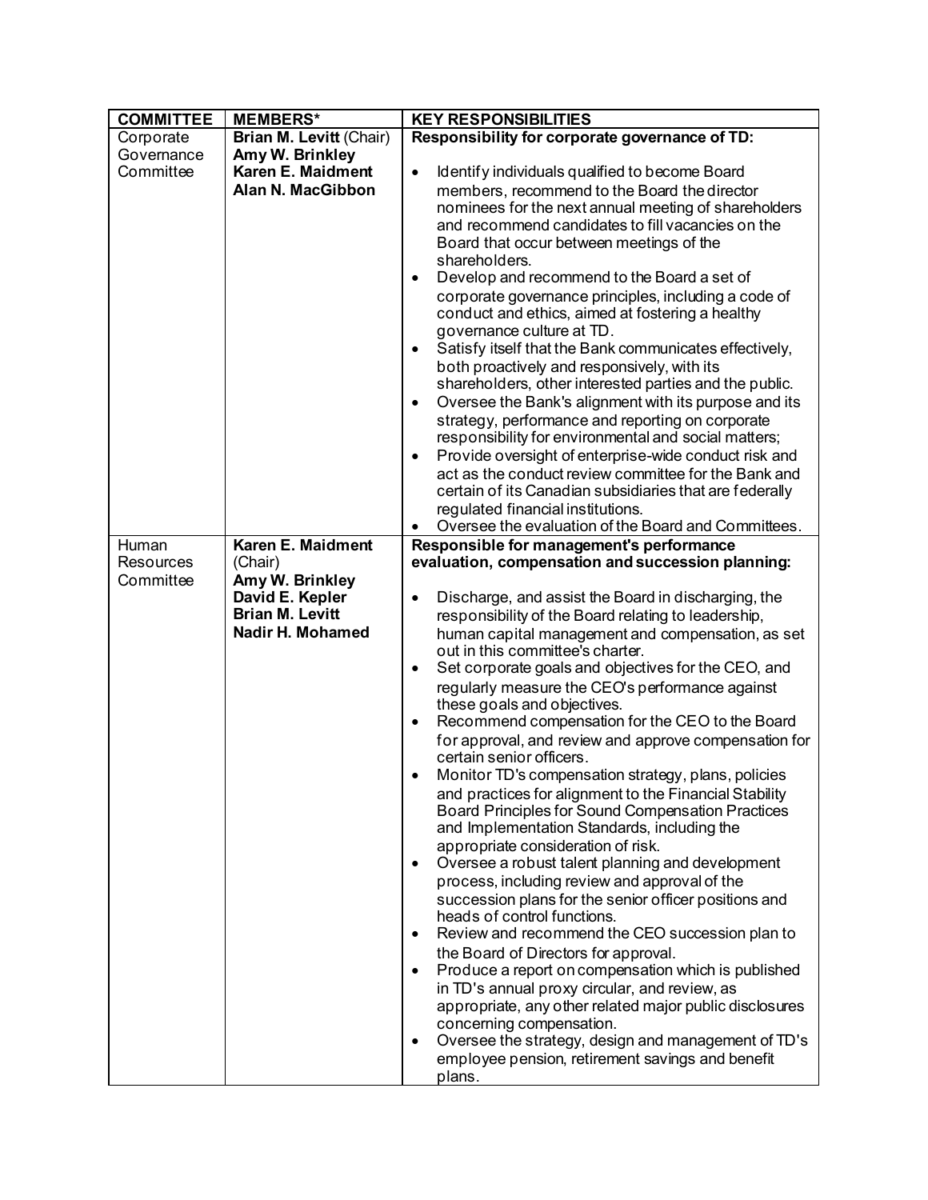| COMMITTEE | MEMBERS* | KEY RESPONSIBILITIES |
| --- | --- | --- |
| Corporate Governance Committee | **Brian M. Levitt** (Chair)<br>**Amy W. Brinkley**<br>**Karen E. Maidment**<br>**Alan N. MacGibbon** | **Responsibility for corporate governance of TD:**<br>• Identify individuals qualified to become Board members, recommend to the Board the director nominees for the next annual meeting of shareholders and recommend candidates to fill vacancies on the Board that occur between meetings of the shareholders.<br>• Develop and recommend to the Board a set of corporate governance principles, including a code of conduct and ethics, aimed at fostering a healthy governance culture at TD.<br>• Satisfy itself that the Bank communicates effectively, both proactively and responsively, with its shareholders, other interested parties and the public.<br>• Oversee the Bank's alignment with its purpose and its strategy, performance and reporting on corporate responsibility for environmental and social matters;<br>• Provide oversight of enterprise-wide conduct risk and act as the conduct review committee for the Bank and certain of its Canadian subsidiaries that are federally regulated financial institutions.<br>• Oversee the evaluation of the Board and Committees. |
| Human Resources Committee | **Karen E. Maidment** (Chair)<br>**Amy W. Brinkley**<br>**David E. Kepler**<br>**Brian M. Levitt**<br>**Nadir H. Mohamed** | **Responsible for management's performance evaluation, compensation and succession planning:**<br>• Discharge, and assist the Board in discharging, the responsibility of the Board relating to leadership, human capital management and compensation, as set out in this committee's charter.<br>• Set corporate goals and objectives for the CEO, and regularly measure the CEO's performance against these goals and objectives.<br>• Recommend compensation for the CEO to the Board for approval, and review and approve compensation for certain senior officers.<br>• Monitor TD's compensation strategy, plans, policies and practices for alignment to the Financial Stability Board Principles for Sound Compensation Practices and Implementation Standards, including the appropriate consideration of risk.<br>• Oversee a robust talent planning and development process, including review and approval of the succession plans for the senior officer positions and heads of control functions.<br>• Review and recommend the CEO succession plan to the Board of Directors for approval.<br>• Produce a report on compensation which is published in TD's annual proxy circular, and review, as appropriate, any other related major public disclosures concerning compensation.<br>• Oversee the strategy, design and management of TD's employee pension, retirement savings and benefit plans. |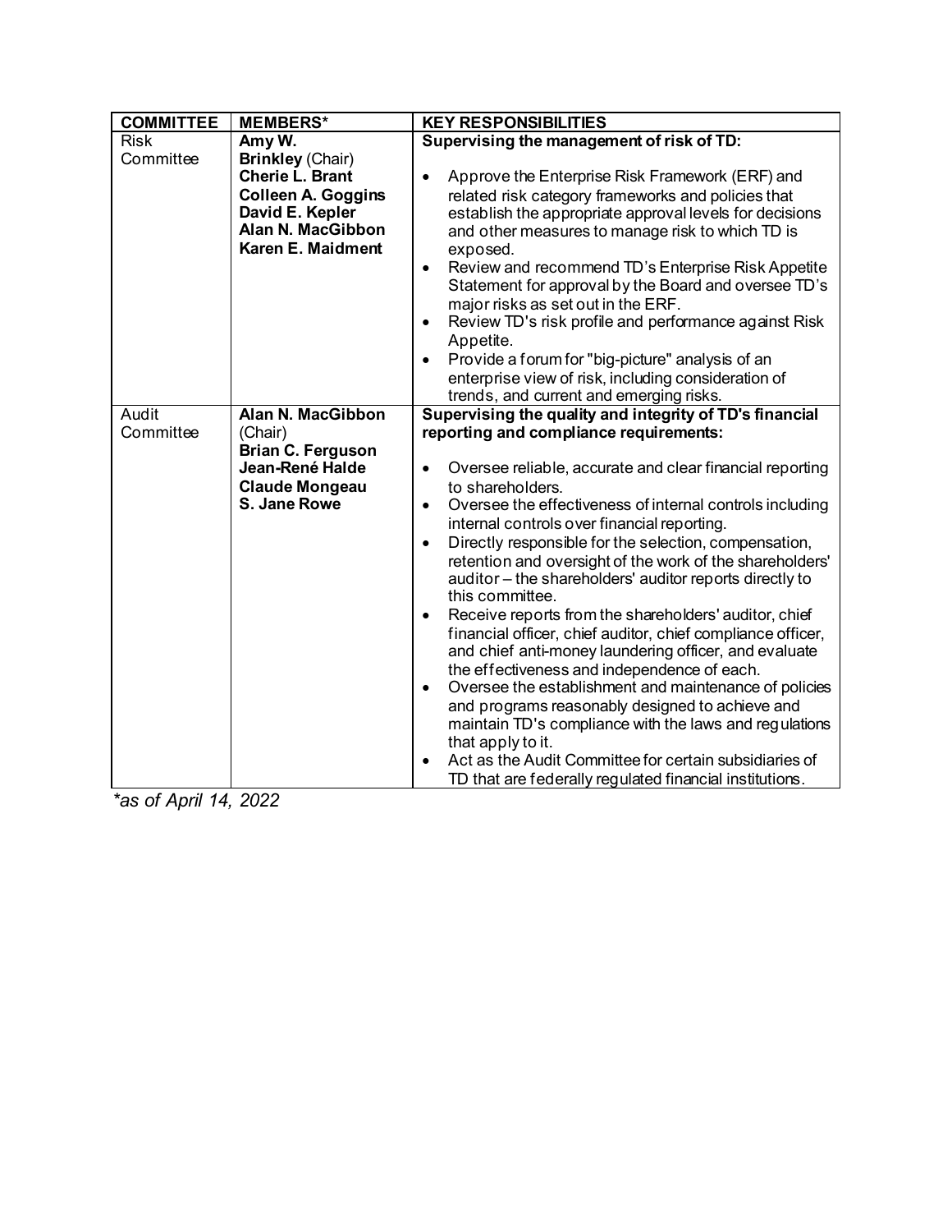| COMMITTEE | MEMBERS* | KEY RESPONSIBILITIES |
|---|---|---|
| Risk Committee | **Amy W. Brinkley** (Chair)<br>**Cherie L. Brant**<br>**Colleen A. Goggins**<br>**David E. Kepler**<br>**Alan N. MacGibbon**<br>**Karen E. Maidment** | **Supervising the management of risk of TD:**<br>• Approve the Enterprise Risk Framework (ERF) and related risk category frameworks and policies that establish the appropriate approval levels for decisions and other measures to manage risk to which TD is exposed.<br>• Review and recommend TD's Enterprise Risk Appetite Statement for approval by the Board and oversee TD's major risks as set out in the ERF.<br>• Review TD's risk profile and performance against Risk Appetite.<br>• Provide a forum for "big-picture" analysis of an enterprise view of risk, including consideration of trends, and current and emerging risks. |
| Audit Committee | **Alan N. MacGibbon** (Chair)<br>**Brian C. Ferguson**<br>**Jean-René Halde**<br>**Claude Mongeau**<br>**S. Jane Rowe** | **Supervising the quality and integrity of TD's financial reporting and compliance requirements:**<br>• Oversee reliable, accurate and clear financial reporting to shareholders.<br>• Oversee the effectiveness of internal controls including internal controls over financial reporting.<br>• Directly responsible for the selection, compensation, retention and oversight of the work of the shareholders' auditor – the shareholders' auditor reports directly to this committee.<br>• Receive reports from the shareholders' auditor, chief financial officer, chief auditor, chief compliance officer, and chief anti-money laundering officer, and evaluate the effectiveness and independence of each.<br>• Oversee the establishment and maintenance of policies and programs reasonably designed to achieve and maintain TD's compliance with the laws and regulations that apply to it.<br>• Act as the Audit Committee for certain subsidiaries of TD that are federally regulated financial institutions. |

*\*as of April 14, 2022*